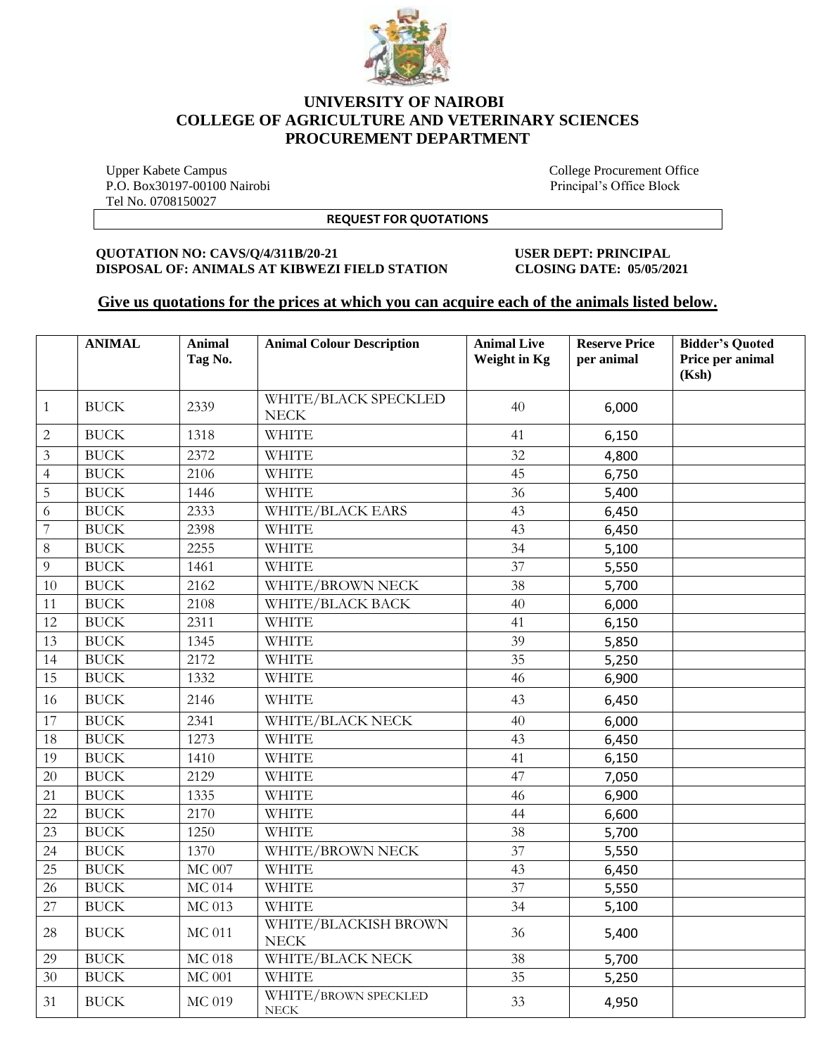# UNIVERSITY OF NAIROBI
## COLLEGE OF AGRICULTURE AND VETERINARY SCIENCES
## PROCUREMENT DEPARTMENT

Upper Kabete Campus
P.O. Box30197-00100 Nairobi
Tel No. 0708150027

College Procurement Office
Principal's Office Block

**REQUEST FOR QUOTATIONS**

**QUOTATION NO: CAVS/Q/4/311B/20-21**
**DISPOSAL OF: ANIMALS AT KIBWEZI FIELD STATION**

**USER DEPT: PRINCIPAL**
**CLOSING DATE: 05/05/2021**

**Give us quotations for the prices at which you can acquire each of the animals listed below.**

| | ANIMAL | Animal Tag No. | Animal Colour Description | Animal Live Weight in Kg | Reserve Price per animal | Bidder's Quoted Price per animal (Ksh) |
|---|---|---|---|---|---|---|
| 1 | BUCK | 2339 | WHITE/BLACK SPECKLED NECK | 40 | 6,000 | |
| 2 | BUCK | 1318 | WHITE | 41 | 6,150 | |
| 3 | BUCK | 2372 | WHITE | 32 | 4,800 | |
| 4 | BUCK | 2106 | WHITE | 45 | 6,750 | |
| 5 | BUCK | 1446 | WHITE | 36 | 5,400 | |
| 6 | BUCK | 2333 | WHITE/BLACK EARS | 43 | 6,450 | |
| 7 | BUCK | 2398 | WHITE | 43 | 6,450 | |
| 8 | BUCK | 2255 | WHITE | 34 | 5,100 | |
| 9 | BUCK | 1461 | WHITE | 37 | 5,550 | |
| 10 | BUCK | 2162 | WHITE/BROWN NECK | 38 | 5,700 | |
| 11 | BUCK | 2108 | WHITE/BLACK BACK | 40 | 6,000 | |
| 12 | BUCK | 2311 | WHITE | 41 | 6,150 | |
| 13 | BUCK | 1345 | WHITE | 39 | 5,850 | |
| 14 | BUCK | 2172 | WHITE | 35 | 5,250 | |
| 15 | BUCK | 1332 | WHITE | 46 | 6,900 | |
| 16 | BUCK | 2146 | WHITE | 43 | 6,450 | |
| 17 | BUCK | 2341 | WHITE/BLACK NECK | 40 | 6,000 | |
| 18 | BUCK | 1273 | WHITE | 43 | 6,450 | |
| 19 | BUCK | 1410 | WHITE | 41 | 6,150 | |
| 20 | BUCK | 2129 | WHITE | 47 | 7,050 | |
| 21 | BUCK | 1335 | WHITE | 46 | 6,900 | |
| 22 | BUCK | 2170 | WHITE | 44 | 6,600 | |
| 23 | BUCK | 1250 | WHITE | 38 | 5,700 | |
| 24 | BUCK | 1370 | WHITE/BROWN NECK | 37 | 5,550 | |
| 25 | BUCK | MC 007 | WHITE | 43 | 6,450 | |
| 26 | BUCK | MC 014 | WHITE | 37 | 5,550 | |
| 27 | BUCK | MC 013 | WHITE | 34 | 5,100 | |
| 28 | BUCK | MC 011 | WHITE/BLACKISH BROWN NECK | 36 | 5,400 | |
| 29 | BUCK | MC 018 | WHITE/BLACK NECK | 38 | 5,700 | |
| 30 | BUCK | MC 001 | WHITE | 35 | 5,250 | |
| 31 | BUCK | MC 019 | WHITE/BROWN SPECKLED NECK | 33 | 4,950 | |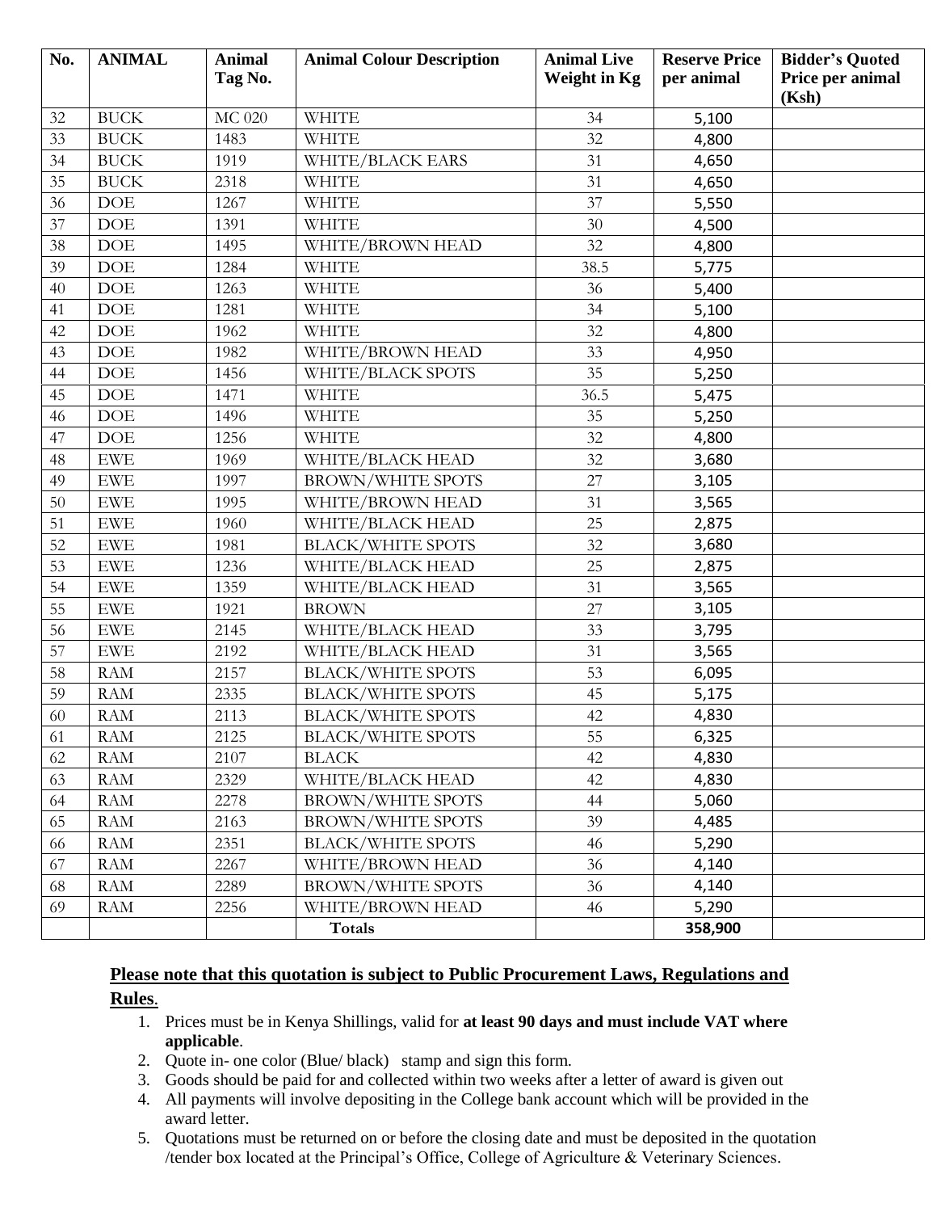| No. | ANIMAL | Animal Tag No. | Animal Colour Description | Animal Live Weight in Kg | Reserve Price per animal | Bidder's Quoted Price per animal (Ksh) |
|---|---|---|---|---|---|---|
| 32 | BUCK | MC 020 | WHITE | 34 | 5,100 | |
| 33 | BUCK | 1483 | WHITE | 32 | 4,800 | |
| 34 | BUCK | 1919 | WHITE/BLACK EARS | 31 | 4,650 | |
| 35 | BUCK | 2318 | WHITE | 31 | 4,650 | |
| 36 | DOE | 1267 | WHITE | 37 | 5,550 | |
| 37 | DOE | 1391 | WHITE | 30 | 4,500 | |
| 38 | DOE | 1495 | WHITE/BROWN HEAD | 32 | 4,800 | |
| 39 | DOE | 1284 | WHITE | 38.5 | 5,775 | |
| 40 | DOE | 1263 | WHITE | 36 | 5,400 | |
| 41 | DOE | 1281 | WHITE | 34 | 5,100 | |
| 42 | DOE | 1962 | WHITE | 32 | 4,800 | |
| 43 | DOE | 1982 | WHITE/BROWN HEAD | 33 | 4,950 | |
| 44 | DOE | 1456 | WHITE/BLACK SPOTS | 35 | 5,250 | |
| 45 | DOE | 1471 | WHITE | 36.5 | 5,475 | |
| 46 | DOE | 1496 | WHITE | 35 | 5,250 | |
| 47 | DOE | 1256 | WHITE | 32 | 4,800 | |
| 48 | EWE | 1969 | WHITE/BLACK HEAD | 32 | 3,680 | |
| 49 | EWE | 1997 | BROWN/WHITE SPOTS | 27 | 3,105 | |
| 50 | EWE | 1995 | WHITE/BROWN HEAD | 31 | 3,565 | |
| 51 | EWE | 1960 | WHITE/BLACK HEAD | 25 | 2,875 | |
| 52 | EWE | 1981 | BLACK/WHITE SPOTS | 32 | 3,680 | |
| 53 | EWE | 1236 | WHITE/BLACK HEAD | 25 | 2,875 | |
| 54 | EWE | 1359 | WHITE/BLACK HEAD | 31 | 3,565 | |
| 55 | EWE | 1921 | BROWN | 27 | 3,105 | |
| 56 | EWE | 2145 | WHITE/BLACK HEAD | 33 | 3,795 | |
| 57 | EWE | 2192 | WHITE/BLACK HEAD | 31 | 3,565 | |
| 58 | RAM | 2157 | BLACK/WHITE SPOTS | 53 | 6,095 | |
| 59 | RAM | 2335 | BLACK/WHITE SPOTS | 45 | 5,175 | |
| 60 | RAM | 2113 | BLACK/WHITE SPOTS | 42 | 4,830 | |
| 61 | RAM | 2125 | BLACK/WHITE SPOTS | 55 | 6,325 | |
| 62 | RAM | 2107 | BLACK | 42 | 4,830 | |
| 63 | RAM | 2329 | WHITE/BLACK HEAD | 42 | 4,830 | |
| 64 | RAM | 2278 | BROWN/WHITE SPOTS | 44 | 5,060 | |
| 65 | RAM | 2163 | BROWN/WHITE SPOTS | 39 | 4,485 | |
| 66 | RAM | 2351 | BLACK/WHITE SPOTS | 46 | 5,290 | |
| 67 | RAM | 2267 | WHITE/BROWN HEAD | 36 | 4,140 | |
| 68 | RAM | 2289 | BROWN/WHITE SPOTS | 36 | 4,140 | |
| 69 | RAM | 2256 | WHITE/BROWN HEAD | 46 | 5,290 | |
| | | | **Totals** | | **358,900** | |

**Please note that this quotation is subject to Public Procurement Laws, Regulations and Rules**.

1. Prices must be in Kenya Shillings, valid for **at least 90 days and must include VAT where applicable**.
2. Quote in- one color (Blue/ black) stamp and sign this form.
3. Goods should be paid for and collected within two weeks after a letter of award is given out
4. All payments will involve depositing in the College bank account which will be provided in the award letter.
5. Quotations must be returned on or before the closing date and must be deposited in the quotation /tender box located at the Principal's Office, College of Agriculture & Veterinary Sciences.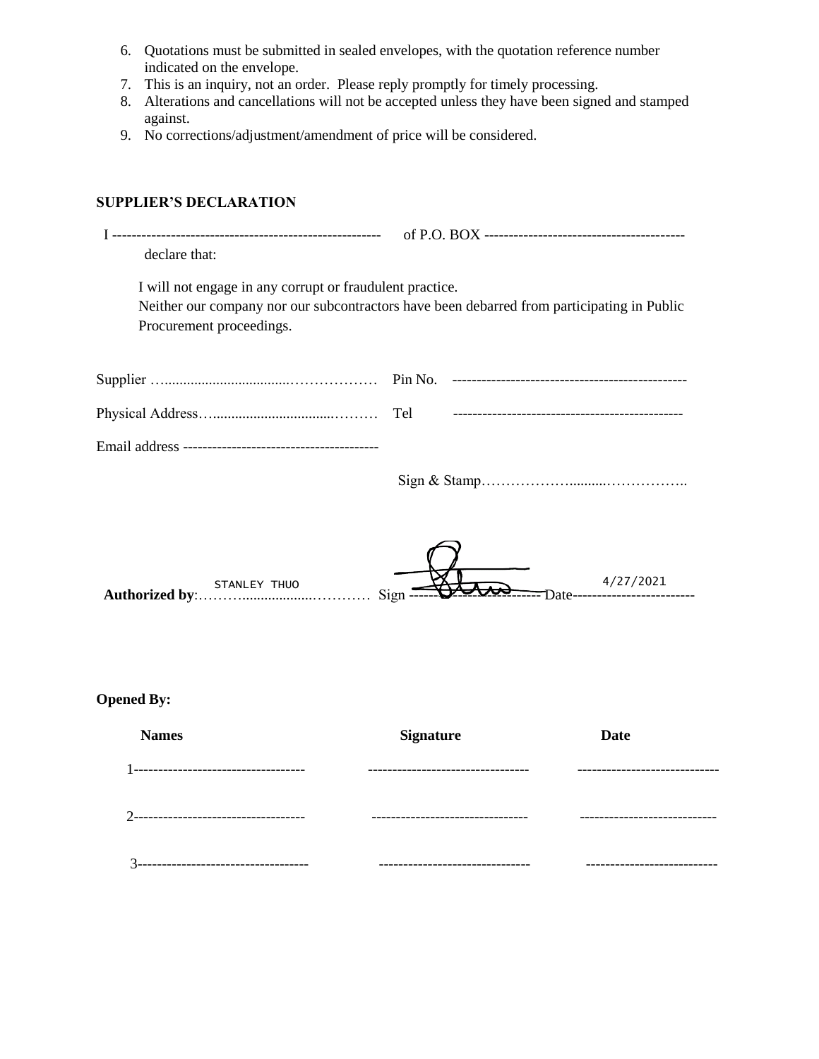6. Quotations must be submitted in sealed envelopes, with the quotation reference number indicated on the envelope.
7. This is an inquiry, not an order. Please reply promptly for timely processing.
8. Alterations and cancellations will not be accepted unless they have been signed and stamped against.
9. No corrections/adjustment/amendment of price will be considered.

**SUPPLIER'S DECLARATION**

I ------------------------------------------------------- of P.O. BOX -----------------------------------------
declare that:

I will not engage in any corrupt or fraudulent practice.
Neither our company nor our subcontractors have been debarred from participating in Public Procurement proceedings.

Supplier …...................................……………… Pin No. -----------------------------------------------

Physical Address…..............................……… Tel -----------------------------------------------

Email address ---------------------------------------

Sign & Stamp……………….........……………..

**Authorized by**:……….STANLEY THUO.................………… Sign ------------------------- Date---4/27/2021---

**Opened By:**

| Names | Signature | Date |
| --- | --- | --- |
| 1---------------------------------- | --------------------------------- | ---------------------------- |
| 2---------------------------------- | ------------------------------- | --------------------------- |
| 3---------------------------------- | ------------------------------ | -------------------------- |